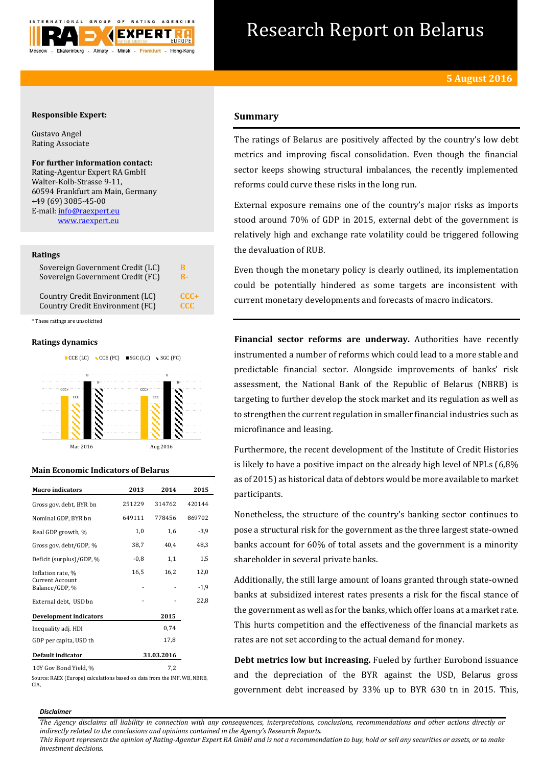# Research Report on Belarus

**5 August 2016**

**Responsible Expert:**

Gustavo Angel
Rating Associate

**For further information contact:**
Rating-Agentur Expert RA GmbH
Walter-Kolb-Strasse 9-11,
60594 Frankfurt am Main, Germany
+49 (69) 3085-45-00
E-mail: info@raexpert.eu
www.raexpert.eu

**Ratings**

| | |
|---|---|
| Sovereign Government Credit (LC) | B |
| Sovereign Government Credit (FC) | B- |
| Country Credit Environment (LC) | CCC+ |
| Country Credit Environment (FC) | CCC |

*These ratings are unsolicited

**Ratings dynamics**

CCE (LC) CCE (FC) SGC (LC) SGC (FC)

Mar 2016: CCC+, CCC, B, B-
Aug 2016: CCC+, CCC, B, B-

**Main Economic Indicators of Belarus**

| Macro indicators | 2013 | 2014 | 2015 |
|---|---|---|---|
| Gross gov. debt, BYR bn | 251229 | 314762 | 420144 |
| Nominal GDP, BYR bn | 649111 | 778456 | 869702 |
| Real GDP growth, % | 1,0 | 1,6 | -3,9 |
| Gross gov. debt/GDP, % | 38,7 | 40,4 | 48,3 |
| Deficit (surplus)/GDP, % | -0,8 | 1,1 | 1,5 |
| Inflation rate, % | 16,5 | 16,2 | 12,0 |
| Current Account Balance/GDP, % | - | - | -1,9 |
| External debt, USD bn | - | - | 22,8 |

| Development indicators | 2015 |
|---|---|
| Inequality adj. HDI | 0,74 |
| GDP per capita, USD th | 17,8 |

| Default indicator | 31.03.2016 |
|---|---|
| 10Y Gov Bond Yield, % | 7,2 |

Source: RAEX (Europe) calculations based on data from the IMF, WB, NBRB, CIA,

## Summary

The ratings of Belarus are positively affected by the country's low debt metrics and improving fiscal consolidation. Even though the financial sector keeps showing structural imbalances, the recently implemented reforms could curve these risks in the long run.

External exposure remains one of the country's major risks as imports stood around 70% of GDP in 2015, external debt of the government is relatively high and exchange rate volatility could be triggered following the devaluation of RUB.

Even though the monetary policy is clearly outlined, its implementation could be potentially hindered as some targets are inconsistent with current monetary developments and forecasts of macro indicators.

**Financial sector reforms are underway.** Authorities have recently instrumented a number of reforms which could lead to a more stable and predictable financial sector. Alongside improvements of banks' risk assessment, the National Bank of the Republic of Belarus (NBRB) is targeting to further develop the stock market and its regulation as well as to strengthen the current regulation in smaller financial industries such as microfinance and leasing.

Furthermore, the recent development of the Institute of Credit Histories is likely to have a positive impact on the already high level of NPLs (6,8% as of 2015) as historical data of debtors would be more available to market participants.

Nonetheless, the structure of the country's banking sector continues to pose a structural risk for the government as the three largest state-owned banks account for 60% of total assets and the government is a minority shareholder in several private banks.

Additionally, the still large amount of loans granted through state-owned banks at subsidized interest rates presents a risk for the fiscal stance of the government as well as for the banks, which offer loans at a market rate. This hurts competition and the effectiveness of the financial markets as rates are not set according to the actual demand for money.

**Debt metrics low but increasing.** Fueled by further Eurobond issuance and the depreciation of the BYR against the USD, Belarus gross government debt increased by 33% up to BYR 630 tn in 2015. This,

***Disclaimer***

*The Agency disclaims all liability in connection with any consequences, interpretations, conclusions, recommendations and other actions directly or indirectly related to the conclusions and opinions contained in the Agency's Research Reports.*
*This Report represents the opinion of Rating-Agentur Expert RA GmbH and is not a recommendation to buy, hold or sell any securities or assets, or to make investment decisions.*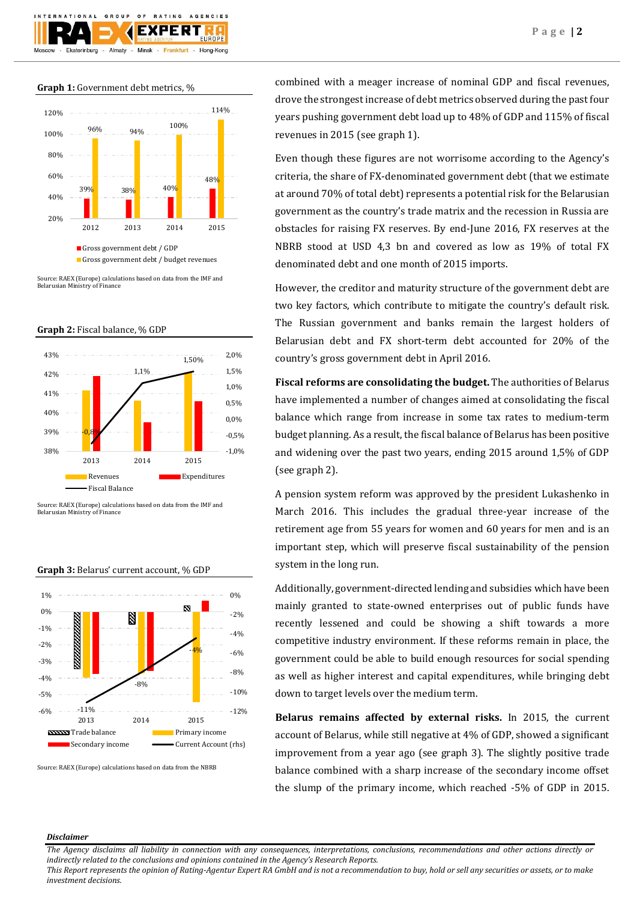**Graph 1:** Government debt metrics, %

| | 2012 | 2013 | 2014 | 2015 |
|---|---|---|---|---|
| Gross government debt / GDP | 39% | 38% | 40% | 48% |
| Gross government debt / budget revenues | 96% | 94% | 100% | 114% |

Source: RAEX (Europe) calculations based on data from the IMF and Belarusian Ministry of Finance

**Graph 2:** Fiscal balance, % GDP

| | 2013 | 2014 | 2015 |
|---|---|---|---|
| Fiscal Balance | -0,8% | 1,1% | 1,50% |

Source: RAEX (Europe) calculations based on data from the IMF and Belarusian Ministry of Finance

**Graph 3:** Belarus' current account, % GDP

| | 2013 | 2014 | 2015 |
|---|---|---|---|
| Current Account (rhs) | -11% | -8% | -4% |

Source: RAEX (Europe) calculations based on data from the NBRB

combined with a meager increase of nominal GDP and fiscal revenues, drove the strongest increase of debt metrics observed during the past four years pushing government debt load up to 48% of GDP and 115% of fiscal revenues in 2015 (see graph 1).

Even though these figures are not worrisome according to the Agency's criteria, the share of FX-denominated government debt (that we estimate at around 70% of total debt) represents a potential risk for the Belarusian government as the country's trade matrix and the recession in Russia are obstacles for raising FX reserves. By end-June 2016, FX reserves at the NBRB stood at USD 4,3 bn and covered as low as 19% of total FX denominated debt and one month of 2015 imports.

However, the creditor and maturity structure of the government debt are two key factors, which contribute to mitigate the country's default risk. The Russian government and banks remain the largest holders of Belarusian debt and FX short-term debt accounted for 20% of the country's gross government debt in April 2016.

**Fiscal reforms are consolidating the budget.** The authorities of Belarus have implemented a number of changes aimed at consolidating the fiscal balance which range from increase in some tax rates to medium-term budget planning. As a result, the fiscal balance of Belarus has been positive and widening over the past two years, ending 2015 around 1,5% of GDP (see graph 2).

A pension system reform was approved by the president Lukashenko in March 2016. This includes the gradual three-year increase of the retirement age from 55 years for women and 60 years for men and is an important step, which will preserve fiscal sustainability of the pension system in the long run.

Additionally, government-directed lending and subsidies which have been mainly granted to state-owned enterprises out of public funds have recently lessened and could be showing a shift towards a more competitive industry environment. If these reforms remain in place, the government could be able to build enough resources for social spending as well as higher interest and capital expenditures, while bringing debt down to target levels over the medium term.

**Belarus remains affected by external risks.** In 2015, the current account of Belarus, while still negative at 4% of GDP, showed a significant improvement from a year ago (see graph 3). The slightly positive trade balance combined with a sharp increase of the secondary income offset the slump of the primary income, which reached -5% of GDP in 2015.

***Disclaimer***

*The Agency disclaims all liability in connection with any consequences, interpretations, conclusions, recommendations and other actions directly or indirectly related to the conclusions and opinions contained in the Agency's Research Reports.*
*This Report represents the opinion of Rating-Agentur Expert RA GmbH and is not a recommendation to buy, hold or sell any securities or assets, or to make investment decisions.*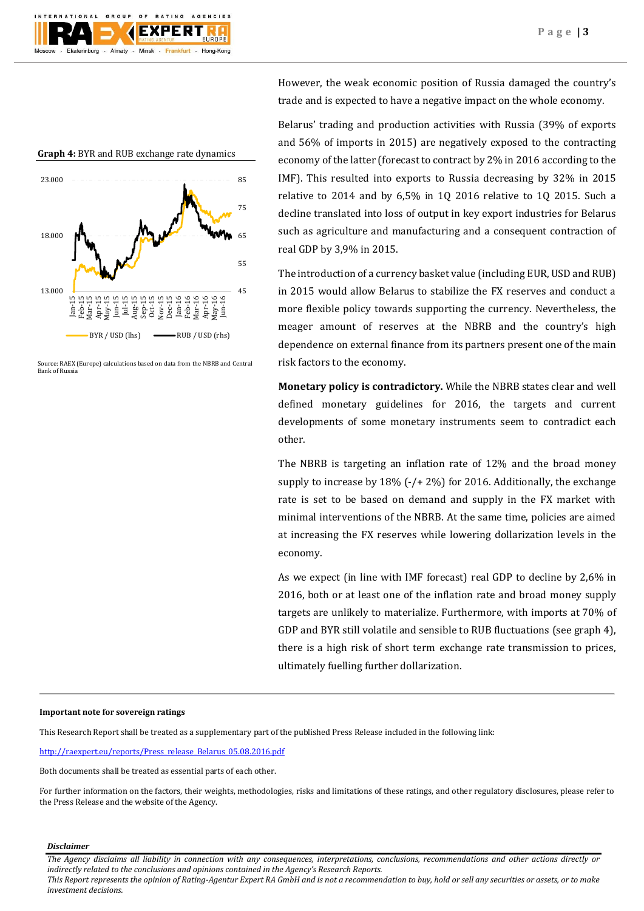**Graph 4:** BYR and RUB exchange rate dynamics

23.000
18.000
13.000
85
75
65
55
45
Jan-15 Feb-15 Mar-15 Apr-15 May-15 Jun-15 Jul-15 Aug-15 Sep-15 Oct-15 Nov-15 Dec-15 Jan-16 Feb-16 Mar-16 Apr-16 May-16 Jun-16
BYR / USD (lhs)
RUB / USD (rhs)

Source: RAEX (Europe) calculations based on data from the NBRB and Central Bank of Russia

However, the weak economic position of Russia damaged the country's trade and is expected to have a negative impact on the whole economy.

Belarus' trading and production activities with Russia (39% of exports and 56% of imports in 2015) are negatively exposed to the contracting economy of the latter (forecast to contract by 2% in 2016 according to the IMF). This resulted into exports to Russia decreasing by 32% in 2015 relative to 2014 and by 6,5% in 1Q 2016 relative to 1Q 2015. Such a decline translated into loss of output in key export industries for Belarus such as agriculture and manufacturing and a consequent contraction of real GDP by 3,9% in 2015.

The introduction of a currency basket value (including EUR, USD and RUB) in 2015 would allow Belarus to stabilize the FX reserves and conduct a more flexible policy towards supporting the currency. Nevertheless, the meager amount of reserves at the NBRB and the country's high dependence on external finance from its partners present one of the main risk factors to the economy.

**Monetary policy is contradictory.** While the NBRB states clear and well defined monetary guidelines for 2016, the targets and current developments of some monetary instruments seem to contradict each other.

The NBRB is targeting an inflation rate of 12% and the broad money supply to increase by 18% (-/+ 2%) for 2016. Additionally, the exchange rate is set to be based on demand and supply in the FX market with minimal interventions of the NBRB. At the same time, policies are aimed at increasing the FX reserves while lowering dollarization levels in the economy.

As we expect (in line with IMF forecast) real GDP to decline by 2,6% in 2016, both or at least one of the inflation rate and broad money supply targets are unlikely to materialize. Furthermore, with imports at 70% of GDP and BYR still volatile and sensible to RUB fluctuations (see graph 4), there is a high risk of short term exchange rate transmission to prices, ultimately fuelling further dollarization.

**Important note for sovereign ratings**

This Research Report shall be treated as a supplementary part of the published Press Release included in the following link:

http://raexpert.eu/reports/Press_release_Belarus_05.08.2016.pdf

Both documents shall be treated as essential parts of each other.

For further information on the factors, their weights, methodologies, risks and limitations of these ratings, and other regulatory disclosures, please refer to the Press Release and the website of the Agency.

***Disclaimer***

*The Agency disclaims all liability in connection with any consequences, interpretations, conclusions, recommendations and other actions directly or indirectly related to the conclusions and opinions contained in the Agency's Research Reports.*
*This Report represents the opinion of Rating-Agentur Expert RA GmbH and is not a recommendation to buy, hold or sell any securities or assets, or to make investment decisions.*